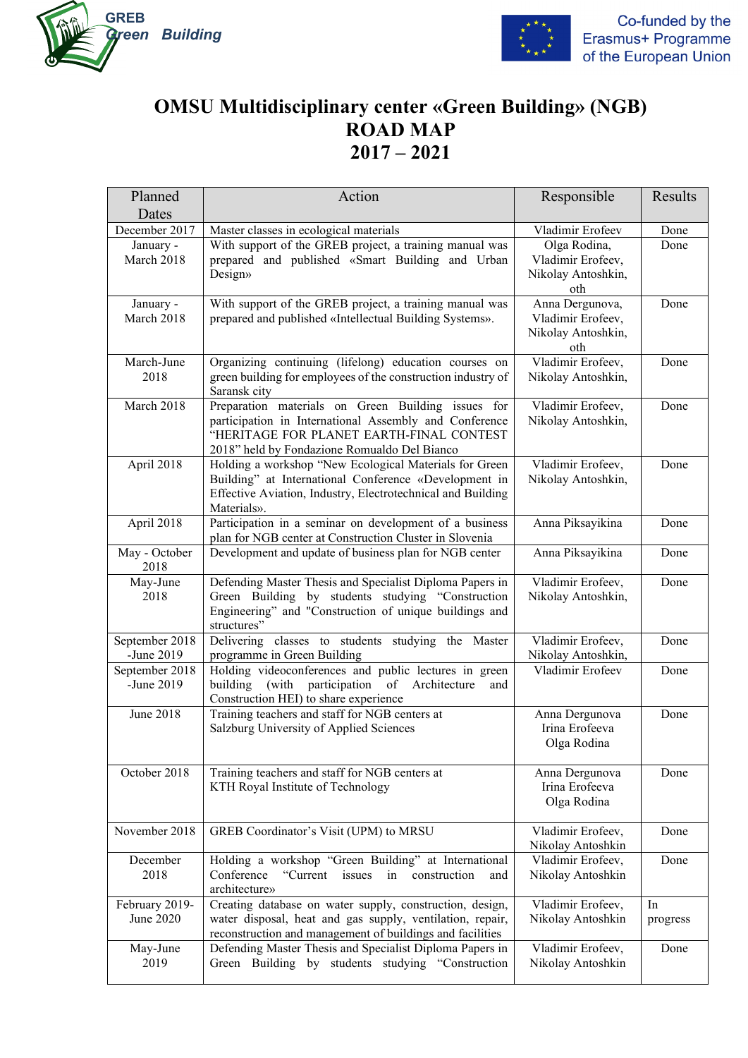GREB Green Building

Co-funded by the Erasmus+ Programme of the European Union

# OMSU Multidisciplinary center «Green Building» (NGB) ROAD MAP 2017 – 2021

| Planned Dates | Action | Responsible | Results |
|---|---|---|---|
| December 2017 | Master classes in ecological materials | Vladimir Erofeev | Done |
| January - March 2018 | With support of the GREB project, a training manual was prepared and published «Smart Building and Urban Design» | Olga Rodina, Vladimir Erofeev, Nikolay Antoshkin, oth | Done |
| January - March 2018 | With support of the GREB project, a training manual was prepared and published «Intellectual Building Systems». | Anna Dergunova, Vladimir Erofeev, Nikolay Antoshkin, oth | Done |
| March-June 2018 | Organizing continuing (lifelong) education courses on green building for employees of the construction industry of Saransk city | Vladimir Erofeev, Nikolay Antoshkin, | Done |
| March 2018 | Preparation materials on Green Building issues for participation in International Assembly and Conference “HERITAGE FOR PLANET EARTH-FINAL CONTEST 2018” held by Fondazione Romualdo Del Bianco | Vladimir Erofeev, Nikolay Antoshkin, | Done |
| April 2018 | Holding a workshop “New Ecological Materials for Green Building” at International Conference «Development in Effective Aviation, Industry, Electrotechnical and Building Materials». | Vladimir Erofeev, Nikolay Antoshkin, | Done |
| April 2018 | Participation in a seminar on development of a business plan for NGB center at Construction Cluster in Slovenia | Anna Piksayikina | Done |
| May - October 2018 | Development and update of business plan for NGB center | Anna Piksayikina | Done |
| May-June 2018 | Defending Master Thesis and Specialist Diploma Papers in Green Building by students studying “Construction Engineering” and "Construction of unique buildings and structures” | Vladimir Erofeev, Nikolay Antoshkin, | Done |
| September 2018 -June 2019 | Delivering classes to students studying the Master programme in Green Building | Vladimir Erofeev, Nikolay Antoshkin, | Done |
| September 2018 -June 2019 | Holding videoconferences and public lectures in green building (with participation of Architecture and Construction HEI) to share experience | Vladimir Erofeev | Done |
| June 2018 | Training teachers and staff for NGB centers at Salzburg University of Applied Sciences | Anna Dergunova Irina Erofeeva Olga Rodina | Done |
| October 2018 | Training teachers and staff for NGB centers at KTH Royal Institute of Technology | Anna Dergunova Irina Erofeeva Olga Rodina | Done |
| November 2018 | GREB Coordinator’s Visit (UPM) to MRSU | Vladimir Erofeev, Nikolay Antoshkin | Done |
| December 2018 | Holding a workshop “Green Building” at International Conference “Current issues in construction and architecture» | Vladimir Erofeev, Nikolay Antoshkin | Done |
| February 2019- June 2020 | Creating database on water supply, construction, design, water disposal, heat and gas supply, ventilation, repair, reconstruction and management of buildings and facilities | Vladimir Erofeev, Nikolay Antoshkin | In progress |
| May-June 2019 | Defending Master Thesis and Specialist Diploma Papers in Green Building by students studying “Construction | Vladimir Erofeev, Nikolay Antoshkin | Done |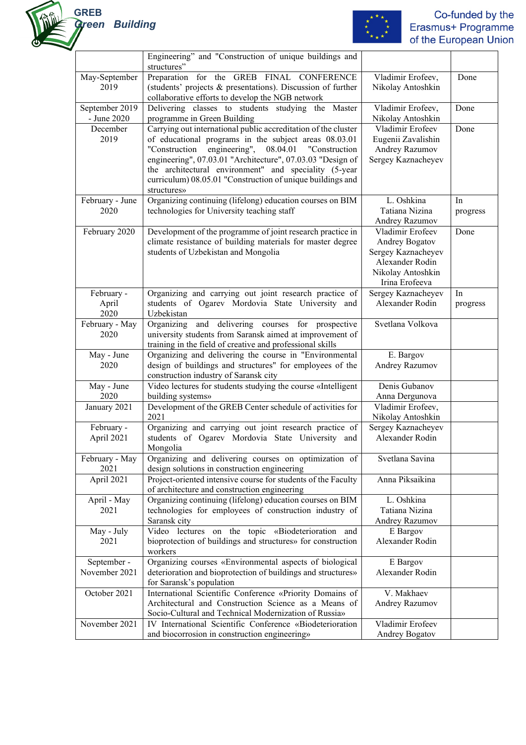| | | | |
|---|---|---|---|
| | Engineering" and "Construction of unique buildings and structures" | | |
| May-September 2019 | Preparation for the GREB FINAL CONFERENCE (students' projects & presentations). Discussion of further collaborative efforts to develop the NGB network | Vladimir Erofeev, Nikolay Antoshkin | Done |
| September 2019 - June 2020 | Delivering classes to students studying the Master programme in Green Building | Vladimir Erofeev, Nikolay Antoshkin | Done |
| December 2019 | Carrying out international public accreditation of the cluster of educational programs in the subject areas 08.03.01 "Construction engineering", 08.04.01 "Construction engineering", 07.03.01 "Architecture", 07.03.03 "Design of the architectural environment" and speciality (5-year curriculum) 08.05.01 "Construction of unique buildings and structures» | Vladimir Erofeev Eugenii Zavalishin Andrey Razumov Sergey Kaznacheyev | Done |
| February - June 2020 | Organizing continuing (lifelong) education courses on BIM technologies for University teaching staff | L. Oshkina Tatiana Nizina Andrey Razumov | In progress |
| February 2020 | Development of the programme of joint research practice in climate resistance of building materials for master degree students of Uzbekistan and Mongolia | Vladimir Erofeev Andrey Bogatov Sergey Kaznacheyev Alexander Rodin Nikolay Antoshkin Irina Erofeeva | Done |
| February - April 2020 | Organizing and carrying out joint research practice of students of Ogarev Mordovia State University and Uzbekistan | Sergey Kaznacheyev Alexander Rodin | In progress |
| February - May 2020 | Organizing and delivering courses for prospective university students from Saransk aimed at improvement of training in the field of creative and professional skills | Svetlana Volkova | |
| May - June 2020 | Organizing and delivering the course in "Environmental design of buildings and structures" for employees of the construction industry of Saransk city | E. Bargov Andrey Razumov | |
| May - June 2020 | Video lectures for students studying the course «Intelligent building systems» | Denis Gubanov Anna Dergunova | |
| January 2021 | Development of the GREB Center schedule of activities for 2021 | Vladimir Erofeev, Nikolay Antoshkin | |
| February - April 2021 | Organizing and carrying out joint research practice of students of Ogarev Mordovia State University and Mongolia | Sergey Kaznacheyev Alexander Rodin | |
| February - May 2021 | Organizing and delivering courses on optimization of design solutions in construction engineering | Svetlana Savina | |
| April 2021 | Project-oriented intensive course for students of the Faculty of architecture and construction engineering | Anna Piksaikina | |
| April - May 2021 | Organizing continuing (lifelong) education courses on BIM technologies for employees of construction industry of Saransk city | L. Oshkina Tatiana Nizina Andrey Razumov | |
| May - July 2021 | Video lectures on the topic «Biodeterioration and bioprotection of buildings and structures» for construction workers | E Bargov Alexander Rodin | |
| September - November 2021 | Organizing courses «Environmental aspects of biological deterioration and bioprotection of buildings and structures» for Saransk's population | E Bargov Alexander Rodin | |
| October 2021 | International Scientific Conference «Priority Domains of Architectural and Construction Science as a Means of Socio-Cultural and Technical Modernization of Russia» | V. Makhaev Andrey Razumov | |
| November 2021 | IV International Scientific Conference «Biodeterioration and biocorrosion in construction engineering» | Vladimir Erofeev Andrey Bogatov | |